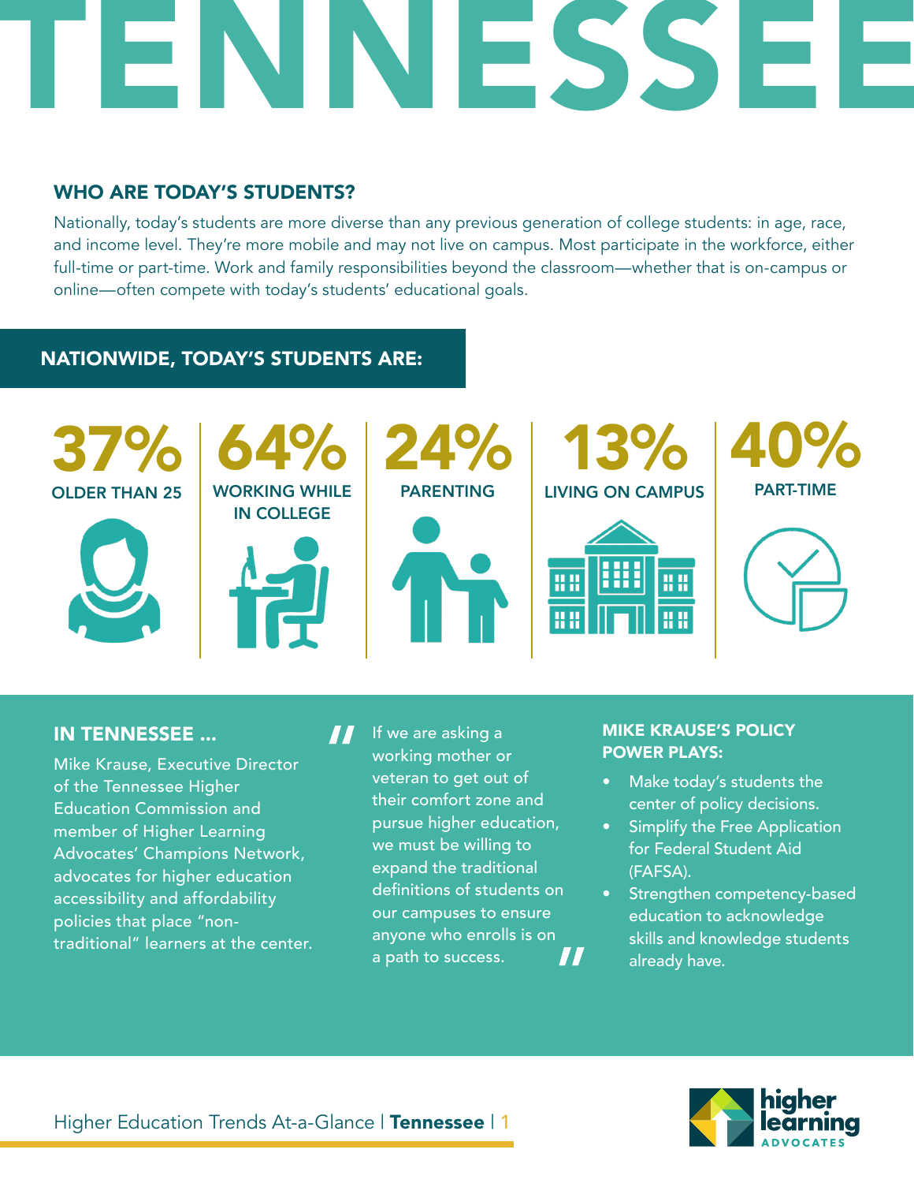# TENNESSEE

## WHO ARE TODAY'S STUDENTS?

Nationally, today's students are more diverse than any previous generation of college students: in age, race, and income level. They're more mobile and may not live on campus. Most participate in the workforce, either full-time or part-time. Work and family responsibilities beyond the classroom—whether that is on-campus or online—often compete with today's students' educational goals.

## NATIONWIDE, TODAY'S STUDENTS ARE:

**37%** OLDER THAN 25

**64%** WORKING WHILE IN COLLEGE

**24%** PARENTING

**13%** LIVING ON CAMPUS

**40%** PART-TIME

## IN TENNESSEE ...

Mike Krause, Executive Director of the Tennessee Higher Education Commission and member of Higher Learning Advocates' Champions Network, advocates for higher education accessibility and affordability policies that place "non-traditional" learners at the center.

> "If we are asking a working mother or veteran to get out of their comfort zone and pursue higher education, we must be willing to expand the traditional definitions of students on our campuses to ensure anyone who enrolls is on a path to success."

### MIKE KRAUSE'S POLICY POWER PLAYS:

- Make today's students the center of policy decisions.
- Simplify the Free Application for Federal Student Aid (FAFSA).
- Strengthen competency-based education to acknowledge skills and knowledge students already have.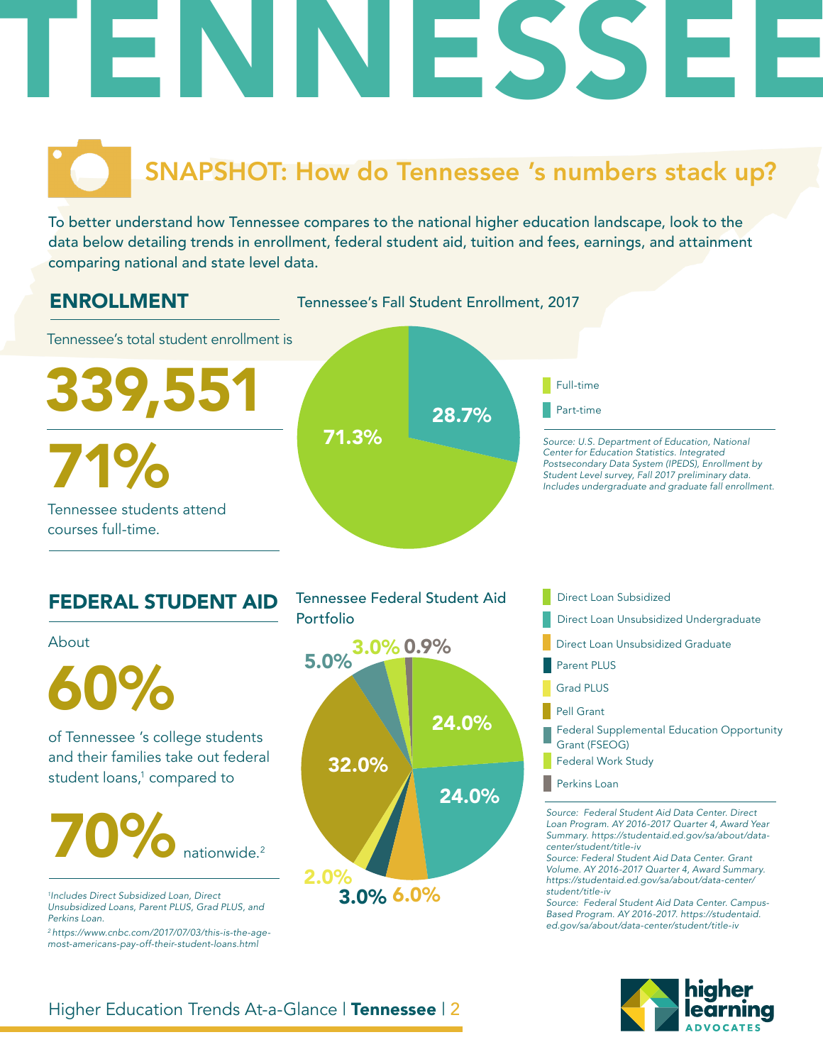# TENNESSEE

## SNAPSHOT: How do Tennessee 's numbers stack up?

To better understand how Tennessee compares to the national higher education landscape, look to the data below detailing trends in enrollment, federal student aid, tuition and fees, earnings, and attainment comparing national and state level data.

## ENROLLMENT

Tennessee's total student enrollment is

**339,551**

**71%**

Tennessee students attend courses full-time.

**Tennessee's Fall Student Enrollment, 2017**

| Category | Share |
|---|---|
| Full-time | 71.3% |
| Part-time | 28.7% |

*Source: U.S. Department of Education, National Center for Education Statistics. Integrated Postsecondary Data System (IPEDS), Enrollment by Student Level survey, Fall 2017 preliminary data. Includes undergraduate and graduate fall enrollment.*

## FEDERAL STUDENT AID

About

**60%**

of Tennessee 's college students and their families take out federal student loans,[1] compared to

**70%** nationwide.[2]

*[1]Includes Direct Subsidized Loan, Direct Unsubsidized Loans, Parent PLUS, Grad PLUS, and Perkins Loan.*

*[2]https://www.cnbc.com/2017/07/03/this-is-the-age-most-americans-pay-off-their-student-loans.html*

**Tennessee Federal Student Aid Portfolio**

| Category | Share |
|---|---|
| Direct Loan Subsidized | 24.0% |
| Direct Loan Unsubsidized Undergraduate | 24.0% |
| Direct Loan Unsubsidized Graduate | 6.0% |
| Parent PLUS | 3.0% |
| Grad PLUS | 2.0% |
| Pell Grant | 32.0% |
| Federal Supplemental Education Opportunity Grant (FSEOG) | 5.0% |
| Federal Work Study | 3.0% |
| Perkins Loan | 0.9% |

*Source: Federal Student Aid Data Center. Direct Loan Program. AY 2016-2017 Quarter 4, Award Year Summary. https://studentaid.ed.gov/sa/about/data-center/student/title-iv*

*Source: Federal Student Aid Data Center. Grant Volume. AY 2016-2017 Quarter 4, Award Summary. https://studentaid.ed.gov/sa/about/data-center/student/title-iv*

*Source: Federal Student Aid Data Center. Campus-Based Program. AY 2016-2017. https://studentaid.ed.gov/sa/about/data-center/student/title-iv*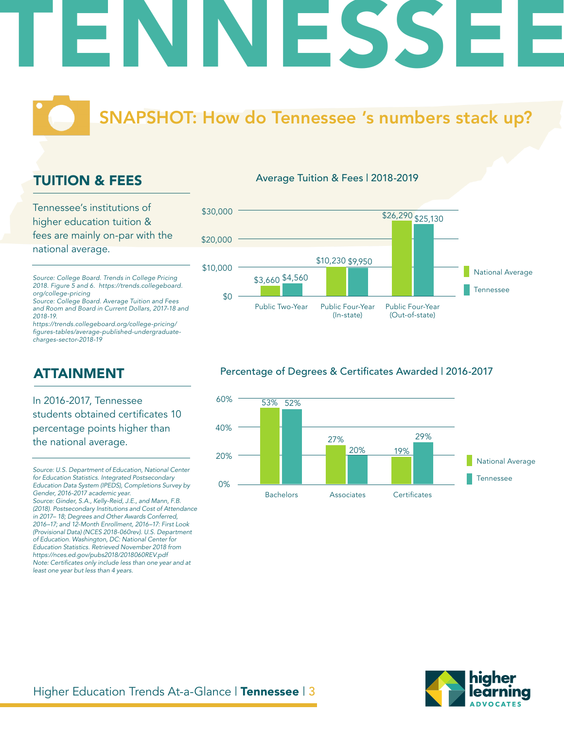# TENNESSEE

## SNAPSHOT: How do Tennessee 's numbers stack up?

### TUITION & FEES

Tennessee's institutions of higher education tuition & fees are mainly on-par with the national average.

*Source: College Board. Trends in College Pricing 2018. Figure 5 and 6. https://trends.collegeboard.org/college-pricing*
*Source: College Board. Average Tuition and Fees and Room and Board in Current Dollars, 2017-18 and 2018-19. https://trends.collegeboard.org/college-pricing/figures-tables/average-published-undergraduate-charges-sector-2018-19*

**Average Tuition & Fees | 2018-2019**

| | National Average | Tennessee |
|---|---|---|
| Public Two-Year | $3,660 | $4,560 |
| Public Four-Year (In-state) | $10,230 | $9,950 |
| Public Four-Year (Out-of-state) | $26,290 | $25,130 |

### ATTAINMENT

In 2016-2017, Tennessee students obtained certificates 10 percentage points higher than the national average.

*Source: U.S. Department of Education, National Center for Education Statistics. Integrated Postsecondary Education Data System (IPEDS), Completions Survey by Gender, 2016-2017 academic year.*
*Source: Ginder, S.A., Kelly-Reid, J.E., and Mann, F.B. (2018). Postsecondary Institutions and Cost of Attendance in 2017– 18; Degrees and Other Awards Conferred, 2016–17; and 12-Month Enrollment, 2016–17: First Look (Provisional Data) (NCES 2018-060rev). U.S. Department of Education. Washington, DC: National Center for Education Statistics. Retrieved November 2018 from https://nces.ed.gov/pubs2018/2018060REV.pdf*
*Note: Certificates only include less than one year and at least one year but less than 4 years.*

**Percentage of Degrees & Certificates Awarded | 2016-2017**

| | National Average | Tennessee |
|---|---|---|
| Bachelors | 53% | 52% |
| Associates | 27% | 20% |
| Certificates | 19% | 29% |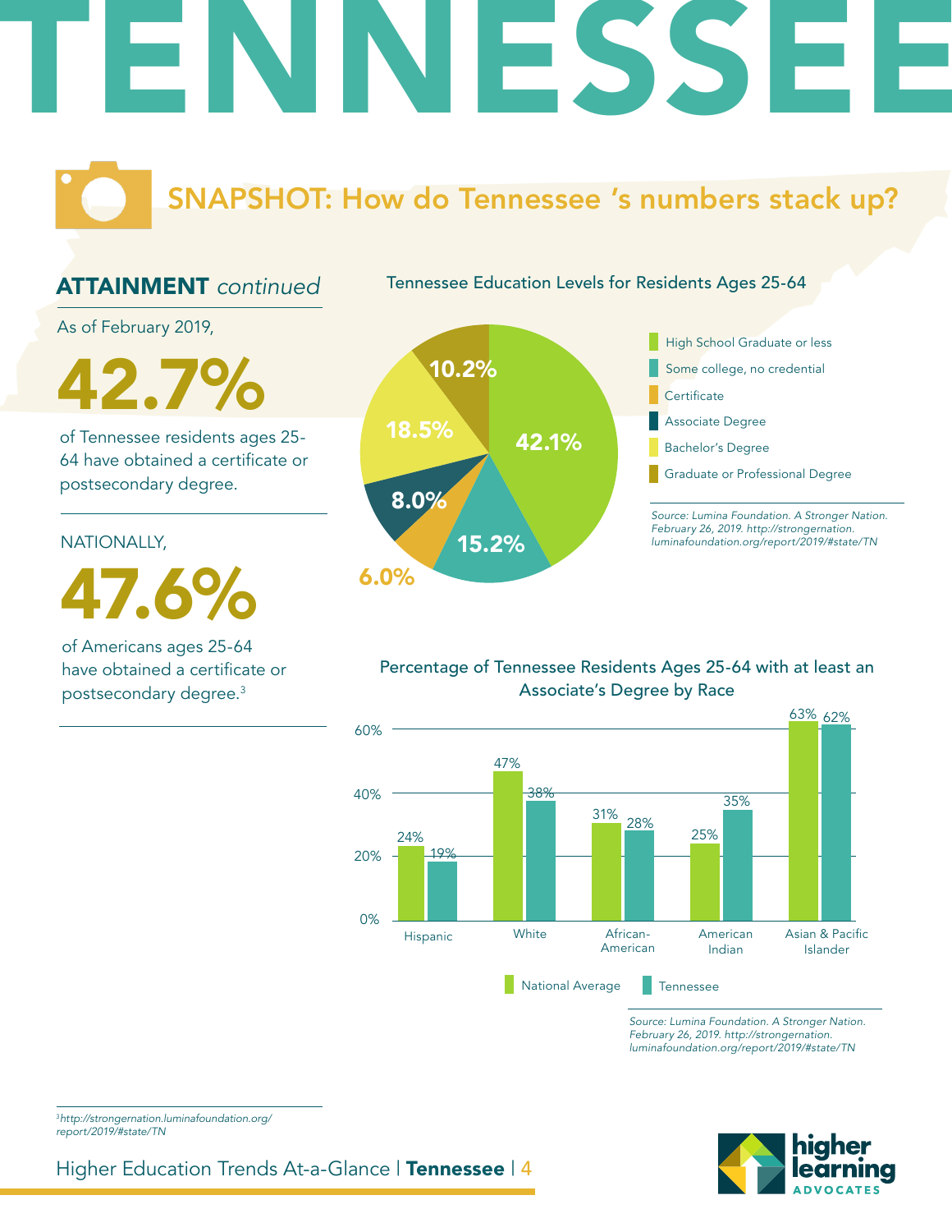# TENNESSEE

## SNAPSHOT: How do Tennessee 's numbers stack up?

### ATTAINMENT *continued*

As of February 2019,

**42.7%**

of Tennessee residents ages 25-64 have obtained a certificate or postsecondary degree.

NATIONALLY,

**47.6%**

of Americans ages 25-64 have obtained a certificate or postsecondary degree.[3]

**Tennessee Education Levels for Residents Ages 25-64**

| Education Level | Percentage |
|---|---|
| High School Graduate or less | 42.1% |
| Some college, no credential | 15.2% |
| Certificate | 6.0% |
| Associate Degree | 8.0% |
| Bachelor's Degree | 18.5% |
| Graduate or Professional Degree | 10.2% |

*Source: Lumina Foundation. A Stronger Nation. February 26, 2019. http://strongernation.luminafoundation.org/report/2019/#state/TN*

**Percentage of Tennessee Residents Ages 25-64 with at least an Associate's Degree by Race**

| Race | National Average | Tennessee |
|---|---|---|
| Hispanic | 24% | 19% |
| White | 47% | 38% |
| African-American | 31% | 28% |
| American Indian | 25% | 35% |
| Asian & Pacific Islander | 63% | 62% |

*Source: Lumina Foundation. A Stronger Nation. February 26, 2019. http://strongernation.luminafoundation.org/report/2019/#state/TN*

[3] *http://strongernation.luminafoundation.org/report/2019/#state/TN*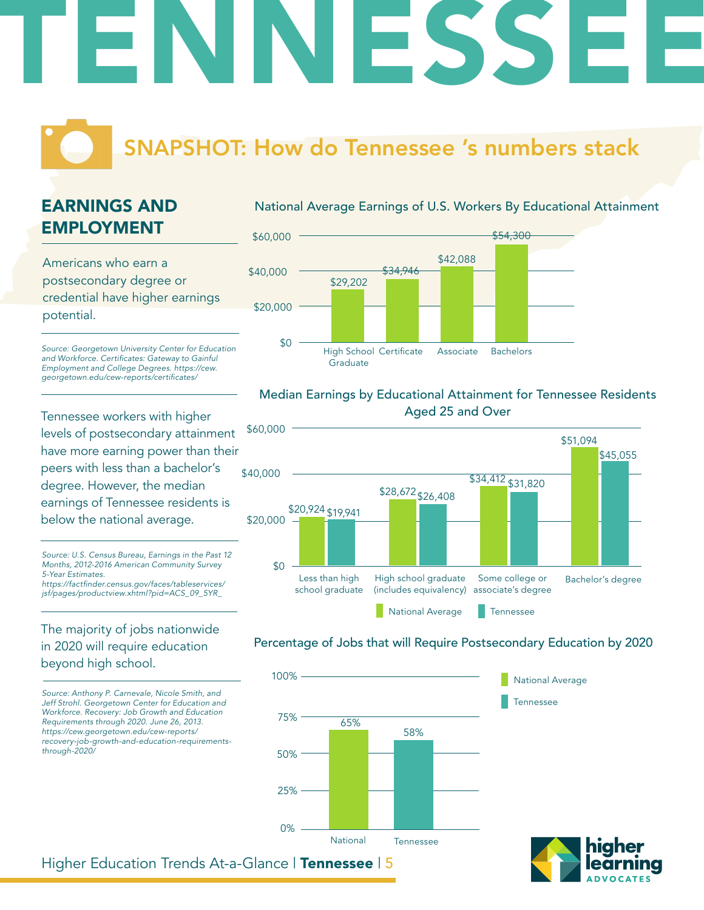# TENNESSEE

## SNAPSHOT: How do Tennessee 's numbers stack

### EARNINGS AND EMPLOYMENT

Americans who earn a postsecondary degree or credential have higher earnings potential.

*Source: Georgetown University Center for Education and Workforce. Certificates: Gateway to Gainful Employment and College Degrees. https://cew.georgetown.edu/cew-reports/certificates/*

**National Average Earnings of U.S. Workers By Educational Attainment**

| Educational Attainment | Earnings |
|---|---|
| High School Graduate | $29,202 |
| Certificate | $34,946 |
| Associate | $42,088 |
| Bachelors | $54,300 |

Tennessee workers with higher levels of postsecondary attainment have more earning power than their peers with less than a bachelor's degree. However, the median earnings of Tennessee residents is below the national average.

*Source: U.S. Census Bureau, Earnings in the Past 12 Months, 2012-2016 American Community Survey 5-Year Estimates. https://factfinder.census.gov/faces/tableservices/jsf/pages/productview.xhtml?pid=ACS_09_5YR_*

**Median Earnings by Educational Attainment for Tennessee Residents Aged 25 and Over**

| Educational Attainment | National Average | Tennessee |
|---|---|---|
| Less than high school graduate | $20,924 | $19,941 |
| High school graduate (includes equivalency) | $28,672 | $26,408 |
| Some college or associate's degree | $34,412 | $31,820 |
| Bachelor's degree | $51,094 | $45,055 |

The majority of jobs nationwide in 2020 will require education beyond high school.

*Source: Anthony P. Carnevale, Nicole Smith, and Jeff Strohl. Georgetown Center for Education and Workforce. Recovery: Job Growth and Education Requirements through 2020. June 26, 2013. https://cew.georgetown.edu/cew-reports/recovery-job-growth-and-education-requirements-through-2020/*

**Percentage of Jobs that will Require Postsecondary Education by 2020**

| | Percentage |
|---|---|
| National | 65% |
| Tennessee | 58% |

higher learning ADVOCATES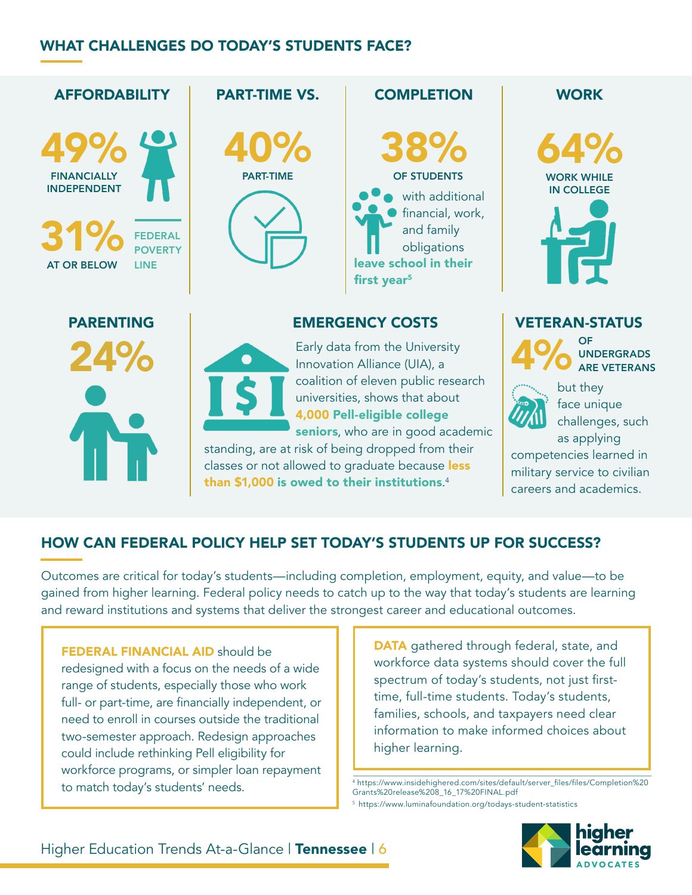## WHAT CHALLENGES DO TODAY'S STUDENTS FACE?

### AFFORDABILITY

**49%** FINANCIALLY INDEPENDENT

**31%** AT OR BELOW FEDERAL POVERTY LINE

### PART-TIME VS.

**40%** PART-TIME

### COMPLETION

**38%** OF STUDENTS with additional financial, work, and family obligations **leave school in their first year**[5]

### WORK

**64%** WORK WHILE IN COLLEGE

### PARENTING

**24%**

### EMERGENCY COSTS

Early data from the University Innovation Alliance (UIA), a coalition of eleven public research universities, shows that about **4,000 Pell-eligible college seniors**, who are in good academic standing, are at risk of being dropped from their classes or not allowed to graduate because **less than $1,000 is owed to their institutions.**[4]

### VETERAN-STATUS

**4%** OF UNDERGRADS ARE VETERANS

but they face unique challenges, such as applying competencies learned in military service to civilian careers and academics.

## HOW CAN FEDERAL POLICY HELP SET TODAY'S STUDENTS UP FOR SUCCESS?

Outcomes are critical for today's students—including completion, employment, equity, and value—to be gained from higher learning. Federal policy needs to catch up to the way that today's students are learning and reward institutions and systems that deliver the strongest career and educational outcomes.

**FEDERAL FINANCIAL AID** should be redesigned with a focus on the needs of a wide range of students, especially those who work full- or part-time, are financially independent, or need to enroll in courses outside the traditional two-semester approach. Redesign approaches could include rethinking Pell eligibility for workforce programs, or simpler loan repayment to match today's students' needs.

**DATA** gathered through federal, state, and workforce data systems should cover the full spectrum of today's students, not just first-time, full-time students. Today's students, families, schools, and taxpayers need clear information to make informed choices about higher learning.

[4] https://www.insidehighered.com/sites/default/server_files/files/Completion%20Grants%20release%208_16_17%20FINAL.pdf

[5] https://www.luminafoundation.org/todays-student-statistics